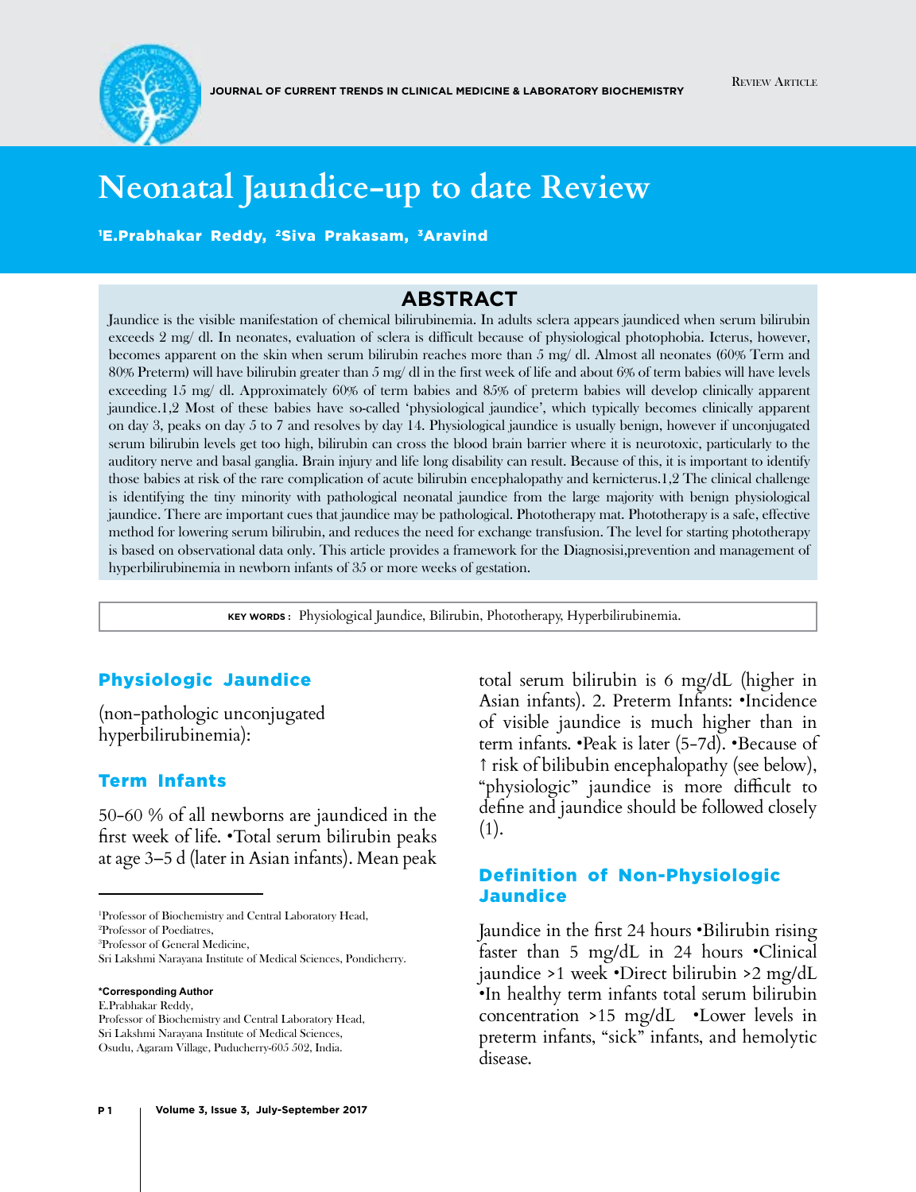# Neonatal Jaundice-up to date Review

[1]E.Prabhakar Reddy, [2]Siva Prakasam, [3]Aravind

## ABSTRACT

Jaundice is the visible manifestation of chemical bilirubinemia. In adults sclera appears jaundiced when serum bilirubin exceeds 2 mg/ dl. In neonates, evaluation of sclera is difficult because of physiological photophobia. Icterus, however, becomes apparent on the skin when serum bilirubin reaches more than 5 mg/ dl. Almost all neonates (60% Term and 80% Preterm) will have bilirubin greater than 5 mg/ dl in the first week of life and about 6% of term babies will have levels exceeding 15 mg/ dl. Approximately 60% of term babies and 85% of preterm babies will develop clinically apparent jaundice.1,2 Most of these babies have so-called 'physiological jaundice', which typically becomes clinically apparent on day 3, peaks on day 5 to 7 and resolves by day 14. Physiological jaundice is usually benign, however if unconjugated serum bilirubin levels get too high, bilirubin can cross the blood brain barrier where it is neurotoxic, particularly to the auditory nerve and basal ganglia. Brain injury and life long disability can result. Because of this, it is important to identify those babies at risk of the rare complication of acute bilirubin encephalopathy and kernicterus.1,2 The clinical challenge is identifying the tiny minority with pathological neonatal jaundice from the large majority with benign physiological jaundice. There are important cues that jaundice may be pathological. Phototherapy mat. Phototherapy is a safe, effective method for lowering serum bilirubin, and reduces the need for exchange transfusion. The level for starting phototherapy is based on observational data only. This article provides a framework for the Diagnosisi,prevention and management of hyperbilirubinemia in newborn infants of 35 or more weeks of gestation.

**KEY WORDS :** Physiological Jaundice, Bilirubin, Phototherapy, Hyperbilirubinemia.

## Physiologic Jaundice

(non-pathologic unconjugated hyperbilirubinemia):

### Term Infants

50-60 % of all newborns are jaundiced in the first week of life. •Total serum bilirubin peaks at age 3–5 d (later in Asian infants). Mean peak total serum bilirubin is 6 mg/dL (higher in Asian infants). 2. Preterm Infants: •Incidence of visible jaundice is much higher than in term infants. •Peak is later (5-7d). •Because of ↑ risk of bilibubin encephalopathy (see below), "physiologic" jaundice is more difficult to define and jaundice should be followed closely (1).

## Definition of Non-Physiologic Jaundice

Jaundice in the first 24 hours •Bilirubin rising faster than 5 mg/dL in 24 hours •Clinical jaundice >1 week •Direct bilirubin >2 mg/dL •In healthy term infants total serum bilirubin concentration >15 mg/dL •Lower levels in preterm infants, "sick" infants, and hemolytic disease.

---

[1]Professor of Biochemistry and Central Laboratory Head,
[2]Professor of Poediatres,
[3]Professor of General Medicine,
Sri Lakshmi Narayana Institute of Medical Sciences, Pondicherry.

**\*Corresponding Author**
E.Prabhakar Reddy,
Professor of Biochemistry and Central Laboratory Head,
Sri Lakshmi Narayana Institute of Medical Sciences,
Osudu, Agaram Village, Puducherry-605 502, India.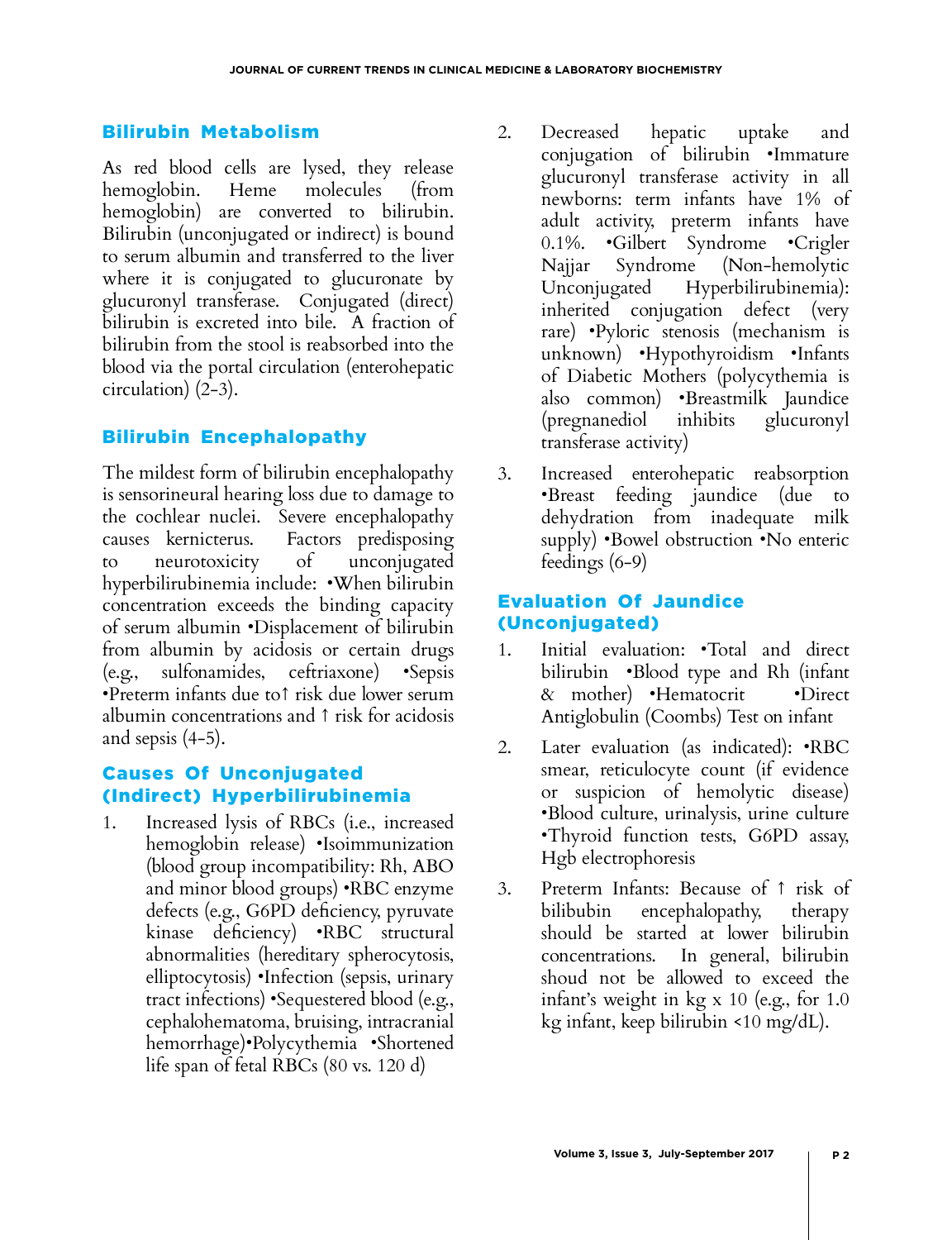## Bilirubin Metabolism

As red blood cells are lysed, they release hemoglobin. Heme molecules (from hemoglobin) are converted to bilirubin. Bilirubin (unconjugated or indirect) is bound to serum albumin and transferred to the liver where it is conjugated to glucuronate by glucuronyl transferase. Conjugated (direct) bilirubin is excreted into bile. A fraction of bilirubin from the stool is reabsorbed into the blood via the portal circulation (enterohepatic circulation) (2-3).

## Bilirubin Encephalopathy

The mildest form of bilirubin encephalopathy is sensorineural hearing loss due to damage to the cochlear nuclei. Severe encephalopathy causes kernicterus. Factors predisposing to neurotoxicity of unconjugated hyperbilirubinemia include: •When bilirubin concentration exceeds the binding capacity of serum albumin •Displacement of bilirubin from albumin by acidosis or certain drugs (e.g., sulfonamides, ceftriaxone) •Sepsis •Preterm infants due to↑ risk due lower serum albumin concentrations and ↑ risk for acidosis and sepsis (4-5).

## Causes Of Unconjugated (Indirect) Hyperbilirubinemia

1. Increased lysis of RBCs (i.e., increased hemoglobin release) •Isoimmunization (blood group incompatibility: Rh, ABO and minor blood groups) •RBC enzyme defects (e.g., G6PD deficiency, pyruvate kinase deficiency) •RBC structural abnormalities (hereditary spherocytosis, elliptocytosis) •Infection (sepsis, urinary tract infections) •Sequestered blood (e.g., cephalohematoma, bruising, intracranial hemorrhage)•Polycythemia •Shortened life span of fetal RBCs (80 vs. 120 d)
2. Decreased hepatic uptake and conjugation of bilirubin •Immature glucuronyl transferase activity in all newborns: term infants have 1% of adult activity, preterm infants have 0.1%. •Gilbert Syndrome •Crigler Najjar Syndrome (Non-hemolytic Unconjugated Hyperbilirubinemia): inherited conjugation defect (very rare) •Pyloric stenosis (mechanism is unknown) •Hypothyroidism •Infants of Diabetic Mothers (polycythemia is also common) •Breastmilk Jaundice (pregnanediol inhibits glucuronyl transferase activity)
3. Increased enterohepatic reabsorption •Breast feeding jaundice (due to dehydration from inadequate milk supply) •Bowel obstruction •No enteric feedings (6-9)

## Evaluation Of Jaundice (Unconjugated)

1. Initial evaluation: •Total and direct bilirubin •Blood type and Rh (infant & mother) •Hematocrit •Direct Antiglobulin (Coombs) Test on infant
2. Later evaluation (as indicated): •RBC smear, reticulocyte count (if evidence or suspicion of hemolytic disease) •Blood culture, urinalysis, urine culture •Thyroid function tests, G6PD assay, Hgb electrophoresis
3. Preterm Infants: Because of ↑ risk of bilibubin encephalopathy, therapy should be started at lower bilirubin concentrations. In general, bilirubin shoud not be allowed to exceed the infant's weight in kg x 10 (e.g., for 1.0 kg infant, keep bilirubin <10 mg/dL).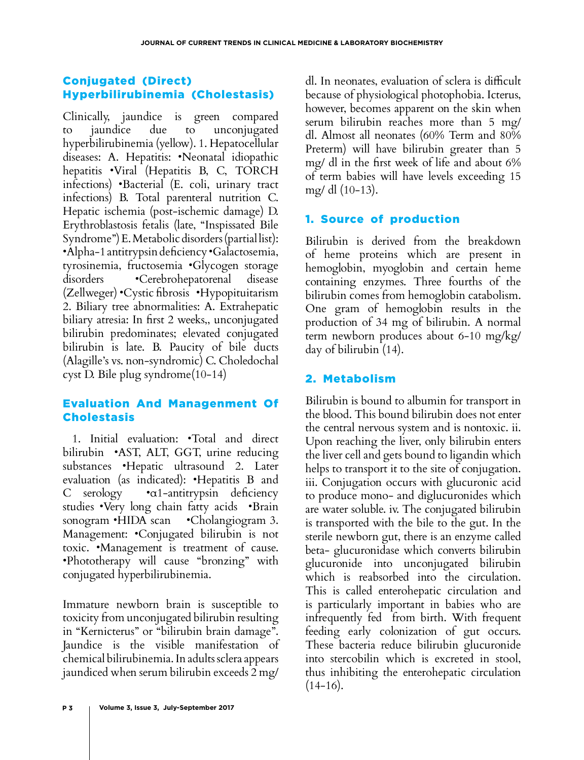## Conjugated (Direct) Hyperbilirubinemia (Cholestasis)

Clinically, jaundice is green compared to jaundice due to unconjugated hyperbilirubinemia (yellow). 1. Hepatocellular diseases: A. Hepatitis: •Neonatal idiopathic hepatitis •Viral (Hepatitis B, C, TORCH infections) •Bacterial (E. coli, urinary tract infections) B. Total parenteral nutrition C. Hepatic ischemia (post-ischemic damage) D. Erythroblastosis fetalis (late, "Inspissated Bile Syndrome") E. Metabolic disorders (partial list): •Alpha-1 antitrypsin deficiency •Galactosemia, tyrosinemia, fructosemia •Glycogen storage disorders •Cerebrohepatorenal disease (Zellweger) •Cystic fibrosis •Hypopituitarism 2. Biliary tree abnormalities: A. Extrahepatic biliary atresia: In first 2 weeks,, unconjugated bilirubin predominates; elevated conjugated bilirubin is late. B. Paucity of bile ducts (Alagille's vs. non-syndromic) C. Choledochal cyst D. Bile plug syndrome(10-14)

## Evaluation And Management Of Cholestasis

1. Initial evaluation: •Total and direct bilirubin •AST, ALT, GGT, urine reducing substances •Hepatic ultrasound 2. Later evaluation (as indicated): •Hepatitis B and C serology •α1-antitrypsin deficiency studies •Very long chain fatty acids •Brain sonogram •HIDA scan •Cholangiogram 3. Management: •Conjugated bilirubin is not toxic. •Management is treatment of cause. •Phototherapy will cause "bronzing" with conjugated hyperbilirubinemia.

Immature newborn brain is susceptible to toxicity from unconjugated bilirubin resulting in "Kernicterus" or "bilirubin brain damage". Jaundice is the visible manifestation of chemical bilirubinemia. In adults sclera appears jaundiced when serum bilirubin exceeds 2 mg/dl. In neonates, evaluation of sclera is difficult because of physiological photophobia. Icterus, however, becomes apparent on the skin when serum bilirubin reaches more than 5 mg/dl. Almost all neonates (60% Term and 80% Preterm) will have bilirubin greater than 5 mg/ dl in the first week of life and about 6% of term babies will have levels exceeding 15 mg/ dl (10-13).

## 1. Source of production

Bilirubin is derived from the breakdown of heme proteins which are present in hemoglobin, myoglobin and certain heme containing enzymes. Three fourths of the bilirubin comes from hemoglobin catabolism. One gram of hemoglobin results in the production of 34 mg of bilirubin. A normal term newborn produces about 6-10 mg/kg/day of bilirubin (14).

## 2. Metabolism

Bilirubin is bound to albumin for transport in the blood. This bound bilirubin does not enter the central nervous system and is nontoxic. ii. Upon reaching the liver, only bilirubin enters the liver cell and gets bound to ligandin which helps to transport it to the site of conjugation. iii. Conjugation occurs with glucuronic acid to produce mono- and diglucuronides which are water soluble. iv. The conjugated bilirubin is transported with the bile to the gut. In the sterile newborn gut, there is an enzyme called beta- glucuronidase which converts bilirubin glucuronide into unconjugated bilirubin which is reabsorbed into the circulation. This is called enterohepatic circulation and is particularly important in babies who are infrequently fed from birth. With frequent feeding early colonization of gut occurs. These bacteria reduce bilirubin glucuronide into stercobilin which is excreted in stool, thus inhibiting the enterohepatic circulation (14-16).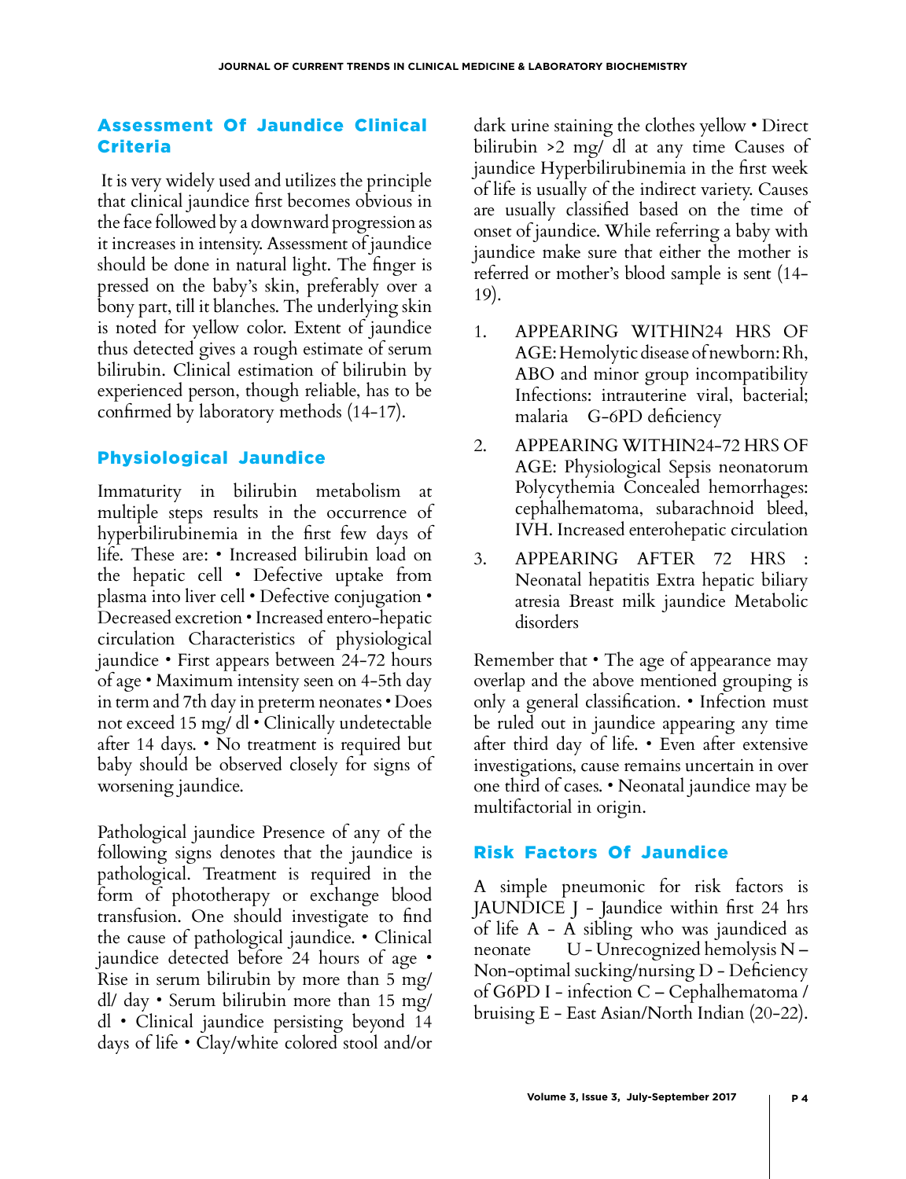## Assessment Of Jaundice Clinical Criteria

It is very widely used and utilizes the principle that clinical jaundice first becomes obvious in the face followed by a downward progression as it increases in intensity. Assessment of jaundice should be done in natural light. The finger is pressed on the baby's skin, preferably over a bony part, till it blanches. The underlying skin is noted for yellow color. Extent of jaundice thus detected gives a rough estimate of serum bilirubin. Clinical estimation of bilirubin by experienced person, though reliable, has to be confirmed by laboratory methods (14-17).

## Physiological Jaundice

Immaturity in bilirubin metabolism at multiple steps results in the occurrence of hyperbilirubinemia in the first few days of life. These are: • Increased bilirubin load on the hepatic cell • Defective uptake from plasma into liver cell • Defective conjugation • Decreased excretion • Increased entero-hepatic circulation Characteristics of physiological jaundice • First appears between 24-72 hours of age • Maximum intensity seen on 4-5th day in term and 7th day in preterm neonates • Does not exceed 15 mg/ dl • Clinically undetectable after 14 days. • No treatment is required but baby should be observed closely for signs of worsening jaundice.

Pathological jaundice Presence of any of the following signs denotes that the jaundice is pathological. Treatment is required in the form of phototherapy or exchange blood transfusion. One should investigate to find the cause of pathological jaundice. • Clinical jaundice detected before 24 hours of age • Rise in serum bilirubin by more than 5 mg/ dl/ day • Serum bilirubin more than 15 mg/ dl • Clinical jaundice persisting beyond 14 days of life • Clay/white colored stool and/or dark urine staining the clothes yellow • Direct bilirubin >2 mg/ dl at any time Causes of jaundice Hyperbilirubinemia in the first week of life is usually of the indirect variety. Causes are usually classified based on the time of onset of jaundice. While referring a baby with jaundice make sure that either the mother is referred or mother's blood sample is sent (14-19).

1. APPEARING WITHIN24 HRS OF AGE: Hemolytic disease of newborn: Rh, ABO and minor group incompatibility Infections: intrauterine viral, bacterial; malaria G-6PD deficiency
2. APPEARING WITHIN24-72 HRS OF AGE: Physiological Sepsis neonatorum Polycythemia Concealed hemorrhages: cephalhematoma, subarachnoid bleed, IVH. Increased enterohepatic circulation
3. APPEARING AFTER 72 HRS : Neonatal hepatitis Extra hepatic biliary atresia Breast milk jaundice Metabolic disorders

Remember that • The age of appearance may overlap and the above mentioned grouping is only a general classification. • Infection must be ruled out in jaundice appearing any time after third day of life. • Even after extensive investigations, cause remains uncertain in over one third of cases. • Neonatal jaundice may be multifactorial in origin.

## Risk Factors Of Jaundice

A simple pneumonic for risk factors is JAUNDICE J - Jaundice within first 24 hrs of life A - A sibling who was jaundiced as neonate U - Unrecognized hemolysis N – Non-optimal sucking/nursing D - Deficiency of G6PD I - infection C – Cephalhematoma / bruising E - East Asian/North Indian (20-22).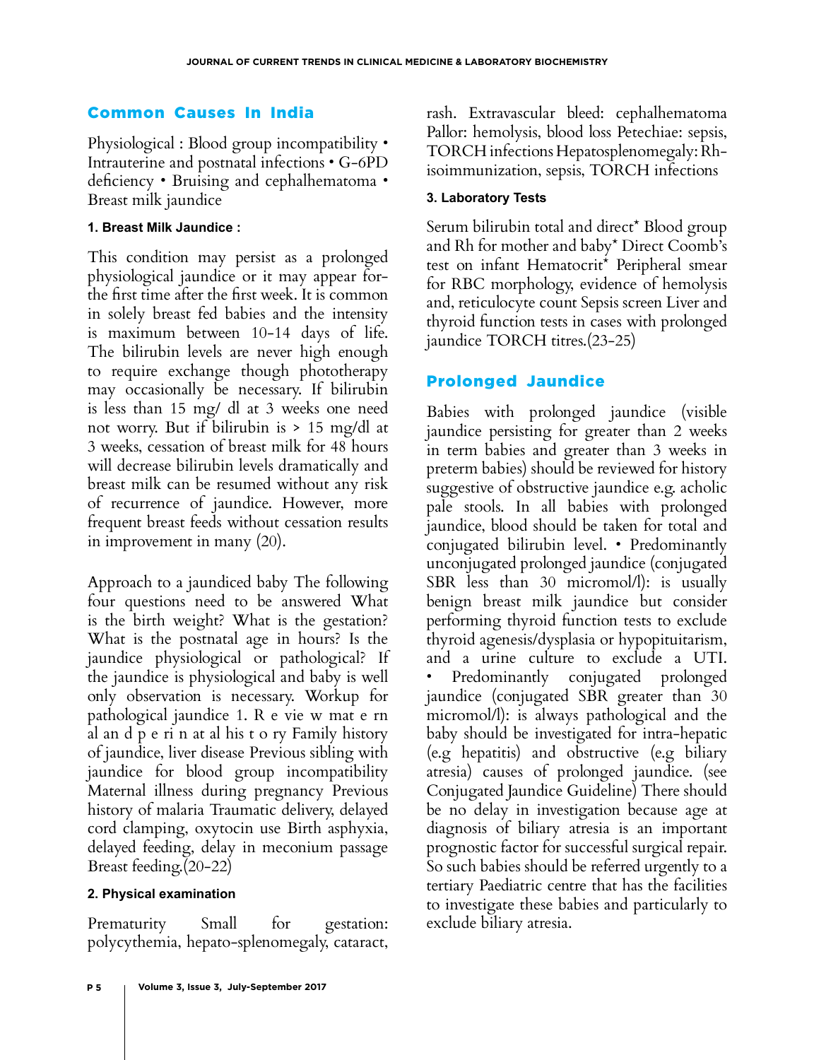## Common Causes In India

Physiological : Blood group incompatibility • Intrauterine and postnatal infections • G-6PD deficiency • Bruising and cephalhematoma • Breast milk jaundice

#### 1. Breast Milk Jaundice :

This condition may persist as a prolonged physiological jaundice or it may appear forthe first time after the first week. It is common in solely breast fed babies and the intensity is maximum between 10-14 days of life. The bilirubin levels are never high enough to require exchange though phototherapy may occasionally be necessary. If bilirubin is less than 15 mg/ dl at 3 weeks one need not worry. But if bilirubin is > 15 mg/dl at 3 weeks, cessation of breast milk for 48 hours will decrease bilirubin levels dramatically and breast milk can be resumed without any risk of recurrence of jaundice. However, more frequent breast feeds without cessation results in improvement in many (20).

Approach to a jaundiced baby The following four questions need to be answered What is the birth weight? What is the gestation? What is the postnatal age in hours? Is the jaundice physiological or pathological? If the jaundice is physiological and baby is well only observation is necessary. Workup for pathological jaundice 1. R e vie w mat e rn al an d p e ri n at al his t o ry Family history of jaundice, liver disease Previous sibling with jaundice for blood group incompatibility Maternal illness during pregnancy Previous history of malaria Traumatic delivery, delayed cord clamping, oxytocin use Birth asphyxia, delayed feeding, delay in meconium passage Breast feeding.(20-22)

#### 2. Physical examination

Prematurity Small for gestation: polycythemia, hepato-splenomegaly, cataract, rash. Extravascular bleed: cephalhematoma Pallor: hemolysis, blood loss Petechiae: sepsis, TORCH infections Hepatosplenomegaly: Rh-isoimmunization, sepsis, TORCH infections

#### 3. Laboratory Tests

Serum bilirubin total and direct* Blood group and Rh for mother and baby* Direct Coomb's test on infant Hematocrit* Peripheral smear for RBC morphology, evidence of hemolysis and, reticulocyte count Sepsis screen Liver and thyroid function tests in cases with prolonged jaundice TORCH titres.(23-25)

## Prolonged Jaundice

Babies with prolonged jaundice (visible jaundice persisting for greater than 2 weeks in term babies and greater than 3 weeks in preterm babies) should be reviewed for history suggestive of obstructive jaundice e.g. acholic pale stools. In all babies with prolonged jaundice, blood should be taken for total and conjugated bilirubin level. • Predominantly unconjugated prolonged jaundice (conjugated SBR less than 30 micromol/l): is usually benign breast milk jaundice but consider performing thyroid function tests to exclude thyroid agenesis/dysplasia or hypopituitarism, and a urine culture to exclude a UTI. • Predominantly conjugated prolonged jaundice (conjugated SBR greater than 30 micromol/l): is always pathological and the baby should be investigated for intra-hepatic (e.g hepatitis) and obstructive (e.g biliary atresia) causes of prolonged jaundice. (see Conjugated Jaundice Guideline) There should be no delay in investigation because age at diagnosis of biliary atresia is an important prognostic factor for successful surgical repair. So such babies should be referred urgently to a tertiary Paediatric centre that has the facilities to investigate these babies and particularly to exclude biliary atresia.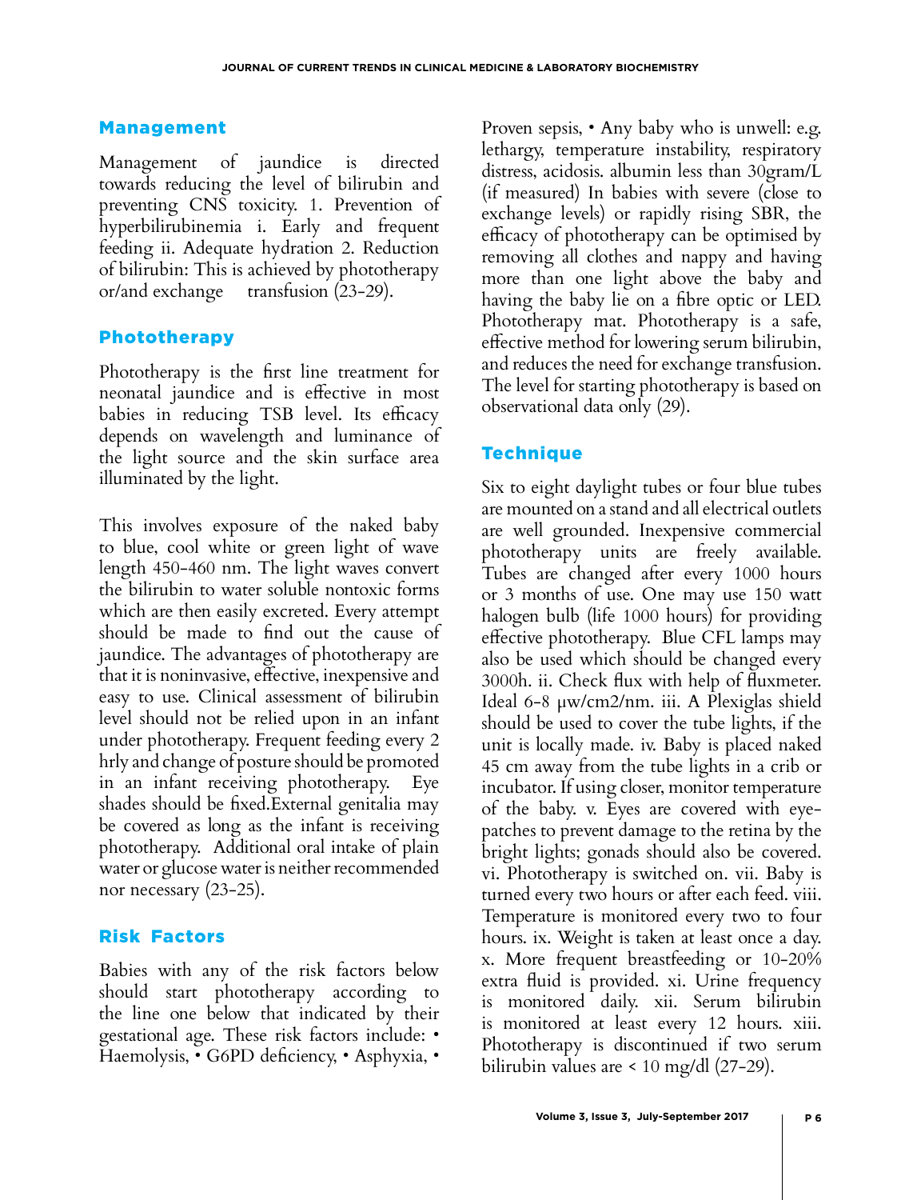## Management

Management of jaundice is directed towards reducing the level of bilirubin and preventing CNS toxicity. 1. Prevention of hyperbilirubinemia i. Early and frequent feeding ii. Adequate hydration 2. Reduction of bilirubin: This is achieved by phototherapy or/and exchange transfusion (23-29).

## Phototherapy

Phototherapy is the first line treatment for neonatal jaundice and is effective in most babies in reducing TSB level. Its efficacy depends on wavelength and luminance of the light source and the skin surface area illuminated by the light.

This involves exposure of the naked baby to blue, cool white or green light of wave length 450-460 nm. The light waves convert the bilirubin to water soluble nontoxic forms which are then easily excreted. Every attempt should be made to find out the cause of jaundice. The advantages of phototherapy are that it is noninvasive, effective, inexpensive and easy to use. Clinical assessment of bilirubin level should not be relied upon in an infant under phototherapy. Frequent feeding every 2 hrly and change of posture should be promoted in an infant receiving phototherapy. Eye shades should be fixed.External genitalia may be covered as long as the infant is receiving phototherapy. Additional oral intake of plain water or glucose water is neither recommended nor necessary (23-25).

## Risk Factors

Babies with any of the risk factors below should start phototherapy according to the line one below that indicated by their gestational age. These risk factors include: • Haemolysis, • G6PD deficiency, • Asphyxia, • Proven sepsis, • Any baby who is unwell: e.g. lethargy, temperature instability, respiratory distress, acidosis. albumin less than 30gram/L (if measured) In babies with severe (close to exchange levels) or rapidly rising SBR, the efficacy of phototherapy can be optimised by removing all clothes and nappy and having more than one light above the baby and having the baby lie on a fibre optic or LED. Phototherapy mat. Phototherapy is a safe, effective method for lowering serum bilirubin, and reduces the need for exchange transfusion. The level for starting phototherapy is based on observational data only (29).

## Technique

Six to eight daylight tubes or four blue tubes are mounted on a stand and all electrical outlets are well grounded. Inexpensive commercial phototherapy units are freely available. Tubes are changed after every 1000 hours or 3 months of use. One may use 150 watt halogen bulb (life 1000 hours) for providing effective phototherapy. Blue CFL lamps may also be used which should be changed every 3000h. ii. Check flux with help of fluxmeter. Ideal 6-8 μw/cm2/nm. iii. A Plexiglas shield should be used to cover the tube lights, if the unit is locally made. iv. Baby is placed naked 45 cm away from the tube lights in a crib or incubator. If using closer, monitor temperature of the baby. v. Eyes are covered with eye-patches to prevent damage to the retina by the bright lights; gonads should also be covered. vi. Phototherapy is switched on. vii. Baby is turned every two hours or after each feed. viii. Temperature is monitored every two to four hours. ix. Weight is taken at least once a day. x. More frequent breastfeeding or 10-20% extra fluid is provided. xi. Urine frequency is monitored daily. xii. Serum bilirubin is monitored at least every 12 hours. xiii. Phototherapy is discontinued if two serum bilirubin values are < 10 mg/dl (27-29).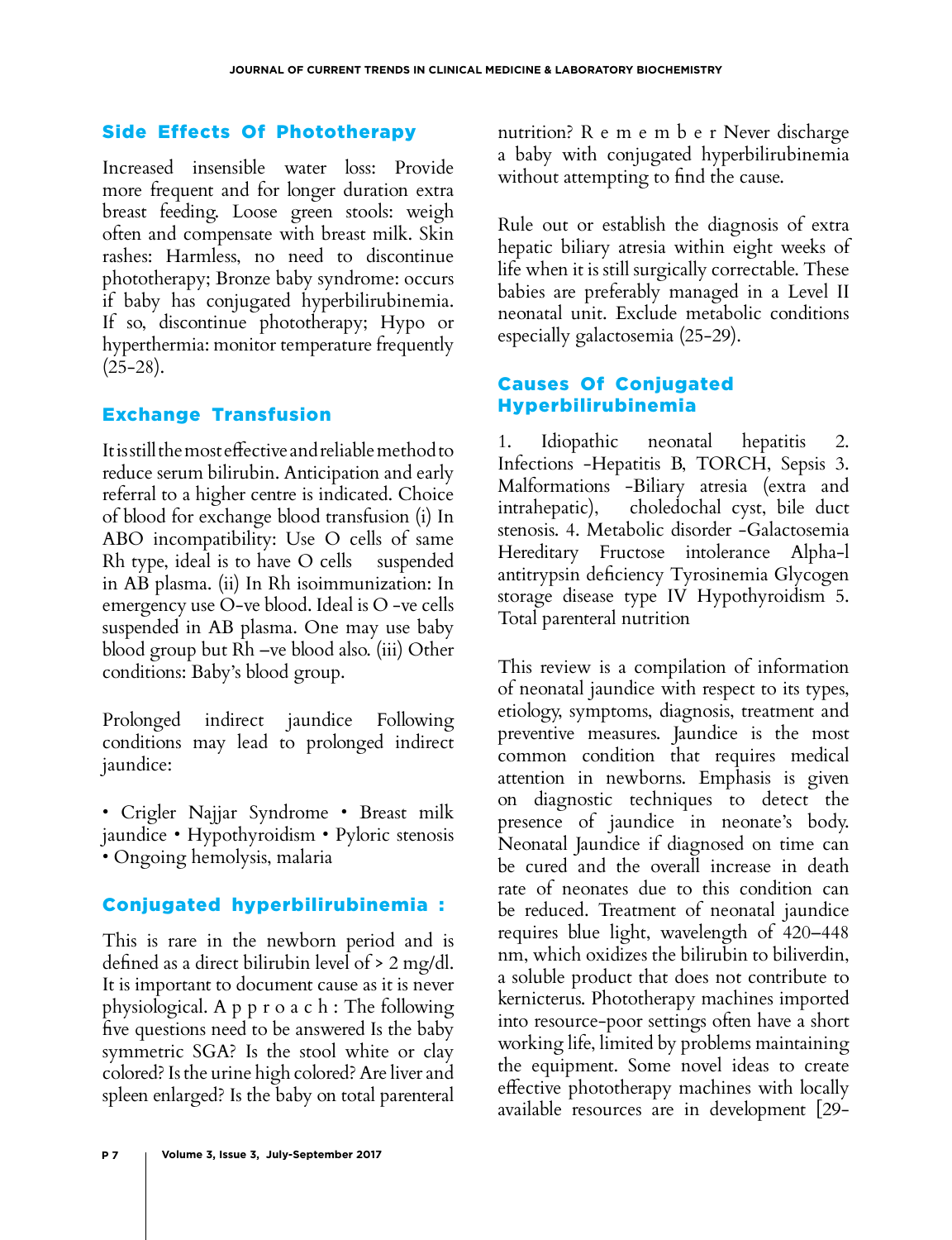## Side Effects Of Phototherapy

Increased insensible water loss: Provide more frequent and for longer duration extra breast feeding. Loose green stools: weigh often and compensate with breast milk. Skin rashes: Harmless, no need to discontinue phototherapy; Bronze baby syndrome: occurs if baby has conjugated hyperbilirubinemia. If so, discontinue phototherapy; Hypo or hyperthermia: monitor temperature frequently (25-28).

## Exchange Transfusion

It is still the most effective and reliable method to reduce serum bilirubin. Anticipation and early referral to a higher centre is indicated. Choice of blood for exchange blood transfusion (i) In ABO incompatibility: Use O cells of same Rh type, ideal is to have O cells suspended in AB plasma. (ii) In Rh isoimmunization: In emergency use O-ve blood. Ideal is O -ve cells suspended in AB plasma. One may use baby blood group but Rh –ve blood also. (iii) Other conditions: Baby's blood group.

Prolonged indirect jaundice Following conditions may lead to prolonged indirect jaundice:

• Crigler Najjar Syndrome • Breast milk jaundice • Hypothyroidism • Pyloric stenosis • Ongoing hemolysis, malaria

## Conjugated hyperbilirubinemia :

This is rare in the newborn period and is defined as a direct bilirubin level of > 2 mg/dl. It is important to document cause as it is never physiological. A p p r o a c h : The following five questions need to be answered Is the baby symmetric SGA? Is the stool white or clay colored? Is the urine high colored? Are liver and spleen enlarged? Is the baby on total parenteral nutrition? R e m e m b e r Never discharge a baby with conjugated hyperbilirubinemia without attempting to find the cause.

Rule out or establish the diagnosis of extra hepatic biliary atresia within eight weeks of life when it is still surgically correctable. These babies are preferably managed in a Level II neonatal unit. Exclude metabolic conditions especially galactosemia (25-29).

## Causes Of Conjugated Hyperbilirubinemia

1. Idiopathic neonatal hepatitis 2. Infections -Hepatitis B, TORCH, Sepsis 3. Malformations -Biliary atresia (extra and intrahepatic), choledochal cyst, bile duct stenosis. 4. Metabolic disorder -Galactosemia Hereditary Fructose intolerance Alpha-l antitrypsin deficiency Tyrosinemia Glycogen storage disease type IV Hypothyroidism 5. Total parenteral nutrition

This review is a compilation of information of neonatal jaundice with respect to its types, etiology, symptoms, diagnosis, treatment and preventive measures. Jaundice is the most common condition that requires medical attention in newborns. Emphasis is given on diagnostic techniques to detect the presence of jaundice in neonate's body. Neonatal Jaundice if diagnosed on time can be cured and the overall increase in death rate of neonates due to this condition can be reduced. Treatment of neonatal jaundice requires blue light, wavelength of 420–448 nm, which oxidizes the bilirubin to biliverdin, a soluble product that does not contribute to kernicterus. Phototherapy machines imported into resource-poor settings often have a short working life, limited by problems maintaining the equipment. Some novel ideas to create effective phototherapy machines with locally available resources are in development [29-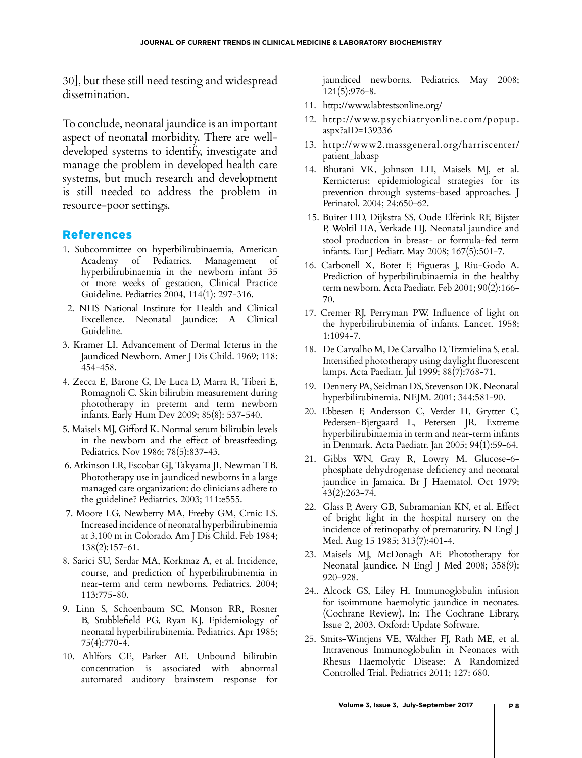30], but these still need testing and widespread dissemination.

To conclude, neonatal jaundice is an important aspect of neonatal morbidity. There are well-developed systems to identify, investigate and manage the problem in developed health care systems, but much research and development is still needed to address the problem in resource-poor settings.

## References

1. Subcommittee on hyperbilirubinaemia, American Academy of Pediatrics. Management of hyperbilirubinaemia in the newborn infant 35 or more weeks of gestation, Clinical Practice Guideline. Pediatrics 2004, 114(1): 297-316.
2. NHS National Institute for Health and Clinical Excellence. Neonatal Jaundice: A Clinical Guideline.
3. Kramer LI. Advancement of Dermal Icterus in the Jaundiced Newborn. Amer J Dis Child. 1969; 118: 454-458.
4. Zecca E, Barone G, De Luca D, Marra R, Tiberi E, Romagnoli C. Skin bilirubin measurement during phototherapy in preterm and term newborn infants. Early Hum Dev 2009; 85(8): 537-540.
5. Maisels MJ, Gifford K. Normal serum bilirubin levels in the newborn and the effect of breastfeeding. Pediatrics. Nov 1986; 78(5):837-43.
6. Atkinson LR, Escobar GJ, Takyama JI, Newman TB. Phototherapy use in jaundiced newborns in a large managed care organization: do clinicians adhere to the guideline? Pediatrics. 2003; 111:e555.
7. Moore LG, Newberry MA, Freeby GM, Crnic LS. Increased incidence of neonatal hyperbilirubinemia at 3,100 m in Colorado. Am J Dis Child. Feb 1984; 138(2):157-61.
8. Sarici SU, Serdar MA, Korkmaz A, et al. Incidence, course, and prediction of hyperbilirubinemia in near-term and term newborns. Pediatrics. 2004; 113:775-80.
9. Linn S, Schoenbaum SC, Monson RR, Rosner B, Stubblefield PG, Ryan KJ. Epidemiology of neonatal hyperbilirubinemia. Pediatrics. Apr 1985; 75(4):770-4.
10. Ahlfors CE, Parker AE. Unbound bilirubin concentration is associated with abnormal automated auditory brainstem response for jaundiced newborns. Pediatrics. May 2008; 121(5):976-8.
11. http://www.labtestsonline.org/
12. http://www.psychiatryonline.com/popup.aspx?aID=139336
13. http://www2.massgeneral.org/harriscenter/patient_lab.asp
14. Bhutani VK, Johnson LH, Maisels MJ, et al. Kernicterus: epidemiological strategies for its prevention through systems-based approaches. J Perinatol. 2004; 24:650-62.
15. Buiter HD, Dijkstra SS, Oude Elferink RF, Bijster P, Woltil HA, Verkade HJ. Neonatal jaundice and stool production in breast- or formula-fed term infants. Eur J Pediatr. May 2008; 167(5):501-7.
16. Carbonell X, Botet F, Figueras J, Riu-Godo A. Prediction of hyperbilirubinaemia in the healthy term newborn. Acta Paediatr. Feb 2001; 90(2):166-70.
17. Cremer RJ, Perryman PW. Influence of light on the hyperbilirubinemia of infants. Lancet. 1958; 1:1094-7.
18. De Carvalho M, De Carvalho D, Trzmielina S, et al. Intensified phototherapy using daylight fluorescent lamps. Acta Paediatr. Jul 1999; 88(7):768-71.
19. Dennery PA, Seidman DS, Stevenson DK. Neonatal hyperbilirubinemia. NEJM. 2001; 344:581-90.
20. Ebbesen F, Andersson C, Verder H, Grytter C, Pedersen-Bjergaard L, Petersen JR. Extreme hyperbilirubinaemia in term and near-term infants in Denmark. Acta Paediatr. Jan 2005; 94(1):59-64.
21. Gibbs WN, Gray R, Lowry M. Glucose-6-phosphate dehydrogenase deficiency and neonatal jaundice in Jamaica. Br J Haematol. Oct 1979; 43(2):263-74.
22. Glass P, Avery GB, Subramanian KN, et al. Effect of bright light in the hospital nursery on the incidence of retinopathy of prematurity. N Engl J Med. Aug 15 1985; 313(7):401-4.
23. Maisels MJ, McDonagh AF. Phototherapy for Neonatal Jaundice. N Engl J Med 2008; 358(9): 920-928.
24. Alcock GS, Liley H. Immunoglobulin infusion for isoimmune haemolytic jaundice in neonates. (Cochrane Review). In: The Cochrane Library, Issue 2, 2003. Oxford: Update Software.
25. Smits-Wintjens VE, Walther FJ, Rath ME, et al. Intravenous Immunoglobulin in Neonates with Rhesus Haemolytic Disease: A Randomized Controlled Trial. Pediatrics 2011; 127: 680.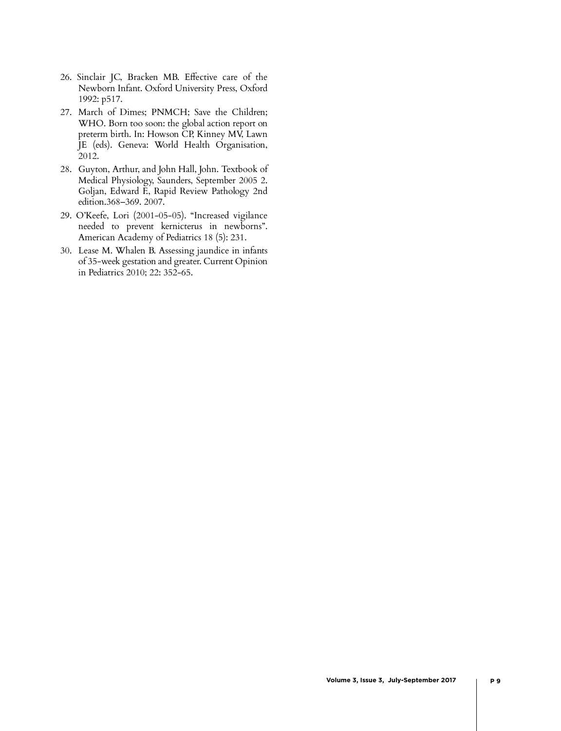26. Sinclair JC, Bracken MB. Effective care of the Newborn Infant. Oxford University Press, Oxford 1992: p517.
27. March of Dimes; PNMCH; Save the Children; WHO. Born too soon: the global action report on preterm birth. In: Howson CP, Kinney MV, Lawn JE (eds). Geneva: World Health Organisation, 2012.
28. Guyton, Arthur, and John Hall, John. Textbook of Medical Physiology, Saunders, September 2005 2. Goljan, Edward F., Rapid Review Pathology 2nd edition.368–369. 2007.
29. O'Keefe, Lori (2001-05-05). "Increased vigilance needed to prevent kernicterus in newborns". American Academy of Pediatrics 18 (5): 231.
30. Lease M. Whalen B. Assessing jaundice in infants of 35-week gestation and greater. Current Opinion in Pediatrics 2010; 22: 352-65.